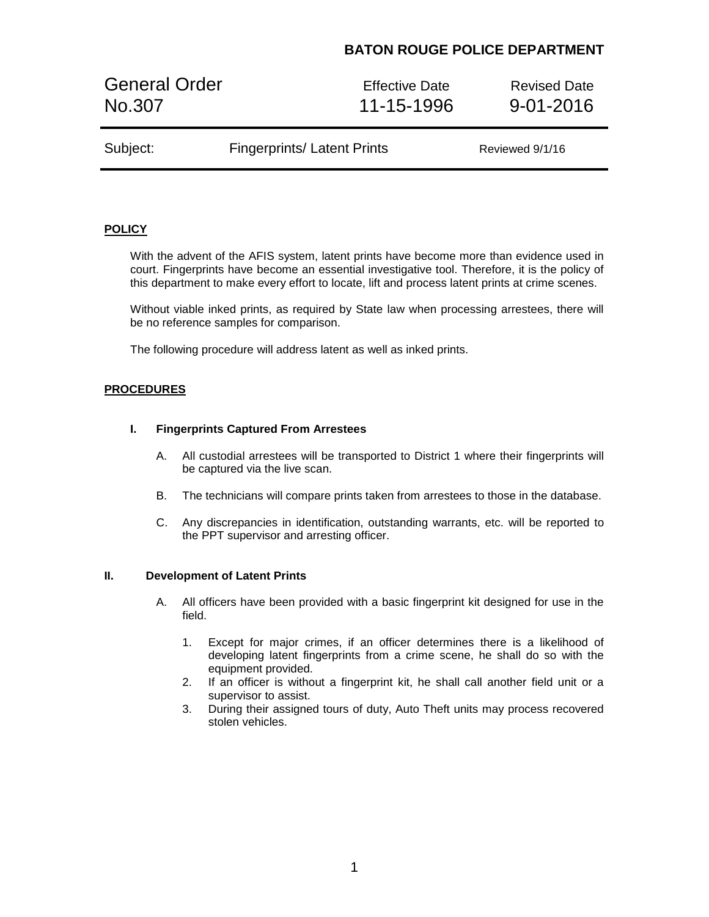**BATON ROUGE POLICE DEPARTMENT**

| General Order No.307 | Effective Date 11-15-1996 | Revised Date 9-01-2016 |
|---|---|---|
| Subject: Fingerprints/ Latent Prints | | Reviewed 9/1/16 |

## POLICY

With the advent of the AFIS system, latent prints have become more than evidence used in court. Fingerprints have become an essential investigative tool. Therefore, it is the policy of this department to make every effort to locate, lift and process latent prints at crime scenes.

Without viable inked prints, as required by State law when processing arrestees, there will be no reference samples for comparison.

The following procedure will address latent as well as inked prints.

## PROCEDURES

### I. Fingerprints Captured From Arrestees

A. All custodial arrestees will be transported to District 1 where their fingerprints will be captured via the live scan.

B. The technicians will compare prints taken from arrestees to those in the database.

C. Any discrepancies in identification, outstanding warrants, etc. will be reported to the PPT supervisor and arresting officer.

### II. Development of Latent Prints

A. All officers have been provided with a basic fingerprint kit designed for use in the field.

1. Except for major crimes, if an officer determines there is a likelihood of developing latent fingerprints from a crime scene, he shall do so with the equipment provided.
2. If an officer is without a fingerprint kit, he shall call another field unit or a supervisor to assist.
3. During their assigned tours of duty, Auto Theft units may process recovered stolen vehicles.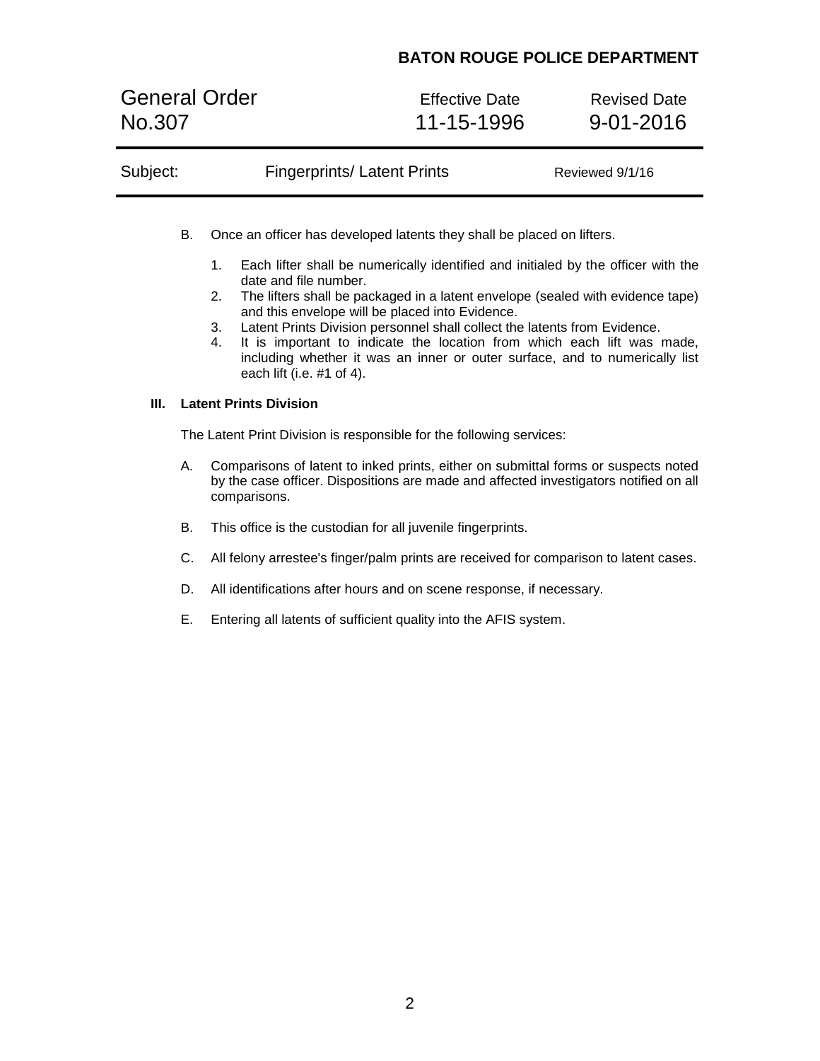B. Once an officer has developed latents they shall be placed on lifters.

1. Each lifter shall be numerically identified and initialed by the officer with the date and file number.
2. The lifters shall be packaged in a latent envelope (sealed with evidence tape) and this envelope will be placed into Evidence.
3. Latent Prints Division personnel shall collect the latents from Evidence.
4. It is important to indicate the location from which each lift was made, including whether it was an inner or outer surface, and to numerically list each lift (i.e. #1 of 4).

## III. Latent Prints Division

The Latent Print Division is responsible for the following services:

A. Comparisons of latent to inked prints, either on submittal forms or suspects noted by the case officer. Dispositions are made and affected investigators notified on all comparisons.

B. This office is the custodian for all juvenile fingerprints.

C. All felony arrestee's finger/palm prints are received for comparison to latent cases.

D. All identifications after hours and on scene response, if necessary.

E. Entering all latents of sufficient quality into the AFIS system.